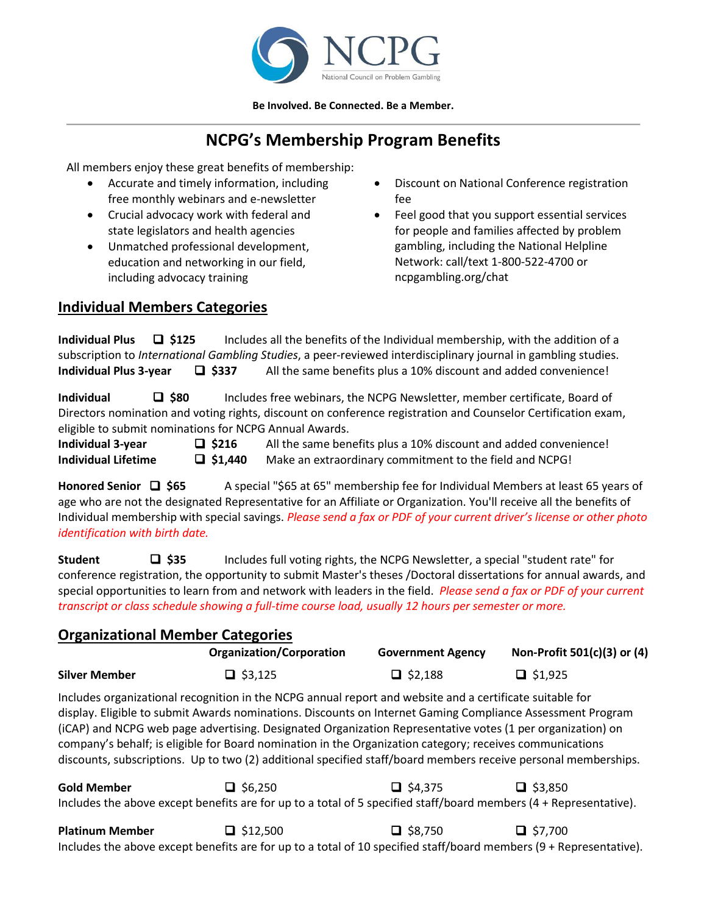**NCPG**

National Council on Problem Gambling

**Be Involved. Be Connected. Be a Member.**

---

# NCPG's Membership Program Benefits

All members enjoy these great benefits of membership:

- Accurate and timely information, including free monthly webinars and e-newsletter
- Crucial advocacy work with federal and state legislators and health agencies
- Unmatched professional development, education and networking in our field, including advocacy training
- Discount on National Conference registration fee
- Feel good that you support essential services for people and families affected by problem gambling, including the National Helpline Network: call/text 1-800-522-4700 or ncpgambling.org/chat

## Individual Members Categories

**Individual Plus** ❑ **$125** Includes all the benefits of the Individual membership, with the addition of a subscription to *International Gambling Studies*, a peer-reviewed interdisciplinary journal in gambling studies.
**Individual Plus 3-year** ❑ **$337** All the same benefits plus a 10% discount and added convenience!

**Individual** ❑ **$80** Includes free webinars, the NCPG Newsletter, member certificate, Board of Directors nomination and voting rights, discount on conference registration and Counselor Certification exam, eligible to submit nominations for NCPG Annual Awards.
**Individual 3-year** ❑ **$216** All the same benefits plus a 10% discount and added convenience!
**Individual Lifetime** ❑ **$1,440** Make an extraordinary commitment to the field and NCPG!

**Honored Senior** ❑ **$65** A special "$65 at 65" membership fee for Individual Members at least 65 years of age who are not the designated Representative for an Affiliate or Organization. You'll receive all the benefits of Individual membership with special savings. *Please send a fax or PDF of your current driver's license or other photo identification with birth date.*

**Student** ❑ **$35** Includes full voting rights, the NCPG Newsletter, a special "student rate" for conference registration, the opportunity to submit Master's theses /Doctoral dissertations for annual awards, and special opportunities to learn from and network with leaders in the field. *Please send a fax or PDF of your current transcript or class schedule showing a full-time course load, usually 12 hours per semester or more.*

## Organizational Member Categories

| | Organization/Corporation | Government Agency | Non-Profit 501(c)(3) or (4) |
|---|---|---|---|
| **Silver Member** | ❑ $3,125 | ❑ $2,188 | ❑ $1,925 |

Includes organizational recognition in the NCPG annual report and website and a certificate suitable for display. Eligible to submit Awards nominations. Discounts on Internet Gaming Compliance Assessment Program (iCAP) and NCPG web page advertising. Designated Organization Representative votes (1 per organization) on company's behalf; is eligible for Board nomination in the Organization category; receives communications discounts, subscriptions. Up to two (2) additional specified staff/board members receive personal memberships.

| | Organization/Corporation | Government Agency | Non-Profit 501(c)(3) or (4) |
|---|---|---|---|
| **Gold Member** | ❑ $6,250 | ❑ $4,375 | ❑ $3,850 |

Includes the above except benefits are for up to a total of 5 specified staff/board members (4 + Representative).

| | Organization/Corporation | Government Agency | Non-Profit 501(c)(3) or (4) |
|---|---|---|---|
| **Platinum Member** | ❑ $12,500 | ❑ $8,750 | ❑ $7,700 |

Includes the above except benefits are for up to a total of 10 specified staff/board members (9 + Representative).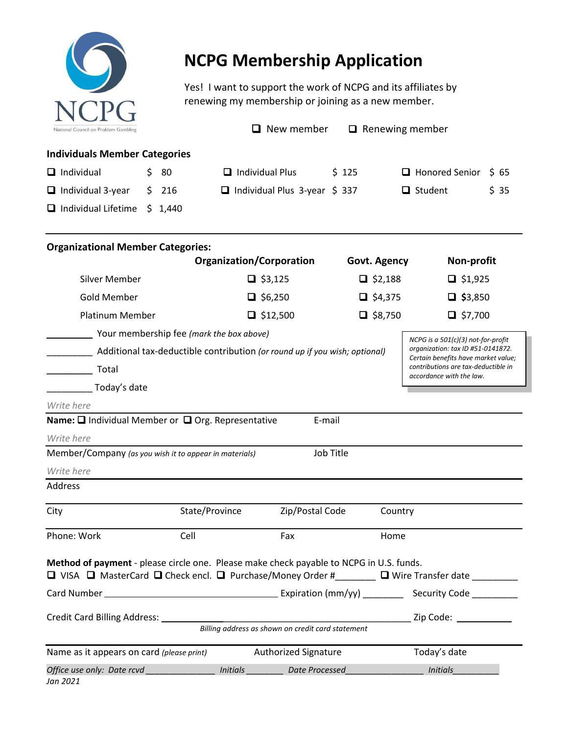NCPG
National Council on Problem Gambling

# NCPG Membership Application

Yes! I want to support the work of NCPG and its affiliates by renewing my membership or joining as a new member.

☐ New member ☐ Renewing member

## Individuals Member Categories

| | | | | | |
|---|---|---|---|---|---|
| ☐ Individual | $ 80 | ☐ Individual Plus | $ 125 | ☐ Honored Senior | $ 65 |
| ☐ Individual 3-year | $ 216 | ☐ Individual Plus 3-year | $ 337 | ☐ Student | $ 35 |
| ☐ Individual Lifetime | $ 1,440 | | | | |

## Organizational Member Categories:

| | Organization/Corporation | Govt. Agency | Non-profit |
|---|---|---|---|
| Silver Member | ☐ $3,125 | ☐ $2,188 | ☐ $1,925 |
| Gold Member | ☐ $6,250 | ☐ $4,375 | ☐ $3,850 |
| Platinum Member | ☐ $12,500 | ☐ $8,750 | ☐ $7,700 |

_________ Your membership fee *(mark the box above)*

_________ Additional tax-deductible contribution *(or round up if you wish; optional)*

_________ Total

_________ Today's date

*NCPG is a 501(c)(3) not-for-profit organization: tax ID #51-0141872. Certain benefits have market value; contributions are tax-deductible in accordance with the law.*

*Write here*

**Name:** ☐ Individual Member or ☐ Org. Representative E-mail

*Write here*

Member/Company *(as you wish it to appear in materials)* Job Title

*Write here*

Address

City State/Province Zip/Postal Code Country

Phone: Work Cell Fax Home

**Method of payment** - please circle one. Please make check payable to NCPG in U.S. funds.

☐ VISA ☐ MasterCard ☐ Check encl. ☐ Purchase/Money Order #________ ☐ Wire Transfer date _________

Card Number ________________________________ Expiration (mm/yy) ________ Security Code _________

Credit Card Billing Address: ________________________________________ Zip Code: ___________

*Billing address as shown on credit card statement*

Name as it appears on card *(please print)* Authorized Signature Today's date

*Office use only: Date rcvd ______________ Initials ________ Date Processed________________ Initials_________*

*Jan 2021*